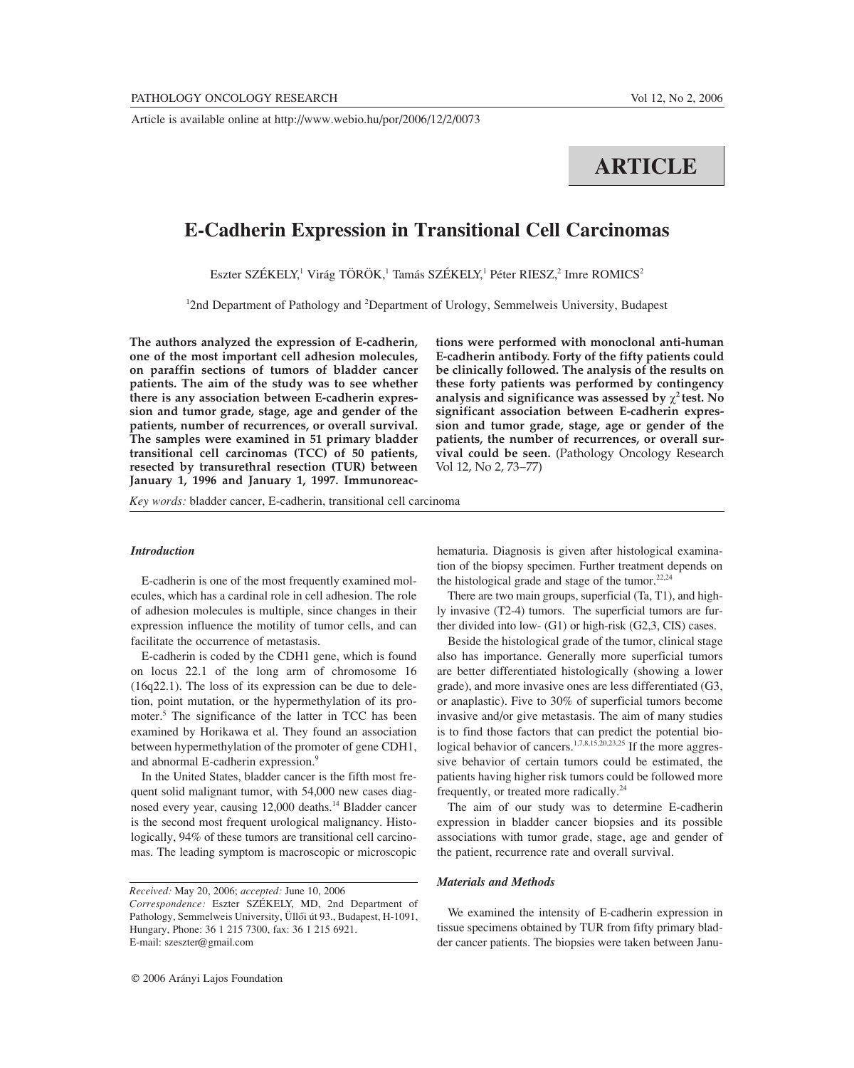Article is available online at http://www.webio.hu/por/2006/12/2/0073

**ARTICLE**

# E-Cadherin Expression in Transitional Cell Carcinomas

Eszter SZÉKELY,[1] Virág TÖRÖK,[1] Tamás SZÉKELY,[1] Péter RIESZ,[2] Imre ROMICS[2]

[1]2nd Department of Pathology and [2]Department of Urology, Semmelweis University, Budapest

**The authors analyzed the expression of E-cadherin, one of the most important cell adhesion molecules, on paraffin sections of tumors of bladder cancer patients. The aim of the study was to see whether there is any association between E-cadherin expression and tumor grade, stage, age and gender of the patients, number of recurrences, or overall survival. The samples were examined in 51 primary bladder transitional cell carcinomas (TCC) of 50 patients, resected by transurethral resection (TUR) between January 1, 1996 and January 1, 1997. Immunoreactions were performed with monoclonal anti-human E-cadherin antibody. Forty of the fifty patients could be clinically followed. The analysis of the results on these forty patients was performed by contingency analysis and significance was assessed by $\chi^2$ test. No significant association between E-cadherin expression and tumor grade, stage, age or gender of the patients, the number of recurrences, or overall survival could be seen.** (Pathology Oncology Research Vol 12, No 2, 73–77)

*Key words:* bladder cancer, E-cadherin, transitional cell carcinoma

### *Introduction*

E-cadherin is one of the most frequently examined molecules, which has a cardinal role in cell adhesion. The role of adhesion molecules is multiple, since changes in their expression influence the motility of tumor cells, and can facilitate the occurrence of metastasis.

E-cadherin is coded by the CDH1 gene, which is found on locus 22.1 of the long arm of chromosome 16 (16q22.1). The loss of its expression can be due to deletion, point mutation, or the hypermethylation of its promoter.[5] The significance of the latter in TCC has been examined by Horikawa et al. They found an association between hypermethylation of the promoter of gene CDH1, and abnormal E-cadherin expression.[9]

In the United States, bladder cancer is the fifth most frequent solid malignant tumor, with 54,000 new cases diagnosed every year, causing 12,000 deaths.[14] Bladder cancer is the second most frequent urological malignancy. Histologically, 94% of these tumors are transitional cell carcinomas. The leading symptom is macroscopic or microscopic hematuria. Diagnosis is given after histological examination of the biopsy specimen. Further treatment depends on the histological grade and stage of the tumor.[22,24]

There are two main groups, superficial (Ta, T1), and highly invasive (T2-4) tumors. The superficial tumors are further divided into low- (G1) or high-risk (G2,3, CIS) cases.

Beside the histological grade of the tumor, clinical stage also has importance. Generally more superficial tumors are better differentiated histologically (showing a lower grade), and more invasive ones are less differentiated (G3, or anaplastic). Five to 30% of superficial tumors become invasive and/or give metastasis. The aim of many studies is to find those factors that can predict the potential biological behavior of cancers.[1,7,8,15,20,23,25] If the more aggressive behavior of certain tumors could be estimated, the patients having higher risk tumors could be followed more frequently, or treated more radically.[24]

The aim of our study was to determine E-cadherin expression in bladder cancer biopsies and its possible associations with tumor grade, stage, age and gender of the patient, recurrence rate and overall survival.

### *Materials and Methods*

We examined the intensity of E-cadherin expression in tissue specimens obtained by TUR from fifty primary bladder cancer patients. The biopsies were taken between Janu-

*Received:* May 20, 2006; *accepted:* June 10, 2006
*Correspondence:* Eszter SZÉKELY, MD, 2nd Department of Pathology, Semmelweis University, Üllői út 93., Budapest, H-1091, Hungary, Phone: 36 1 215 7300, fax: 36 1 215 6921.
E-mail: szeszter@gmail.com

© 2006 Arányi Lajos Foundation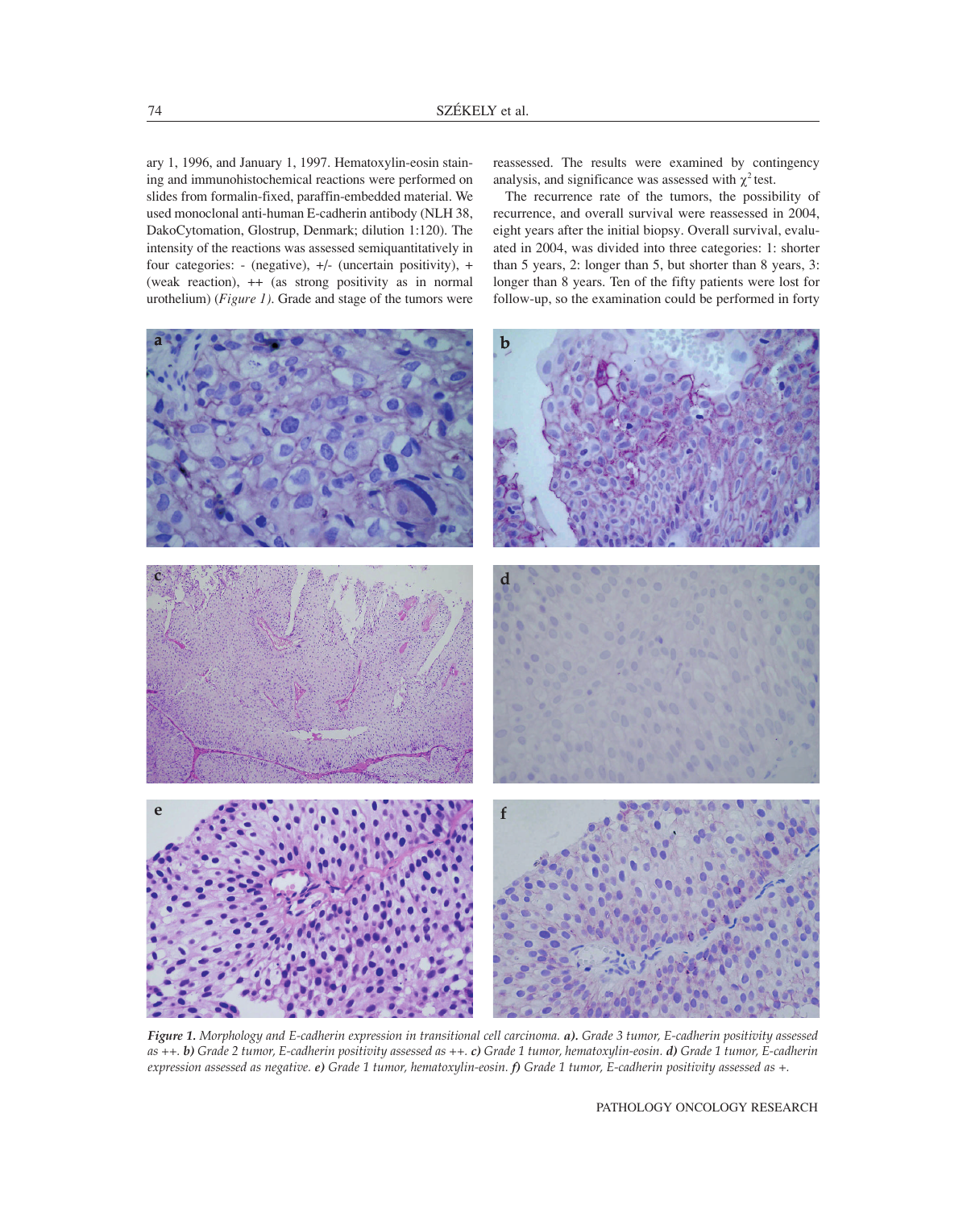ary 1, 1996, and January 1, 1997. Hematoxylin-eosin staining and immunohistochemical reactions were performed on slides from formalin-fixed, paraffin-embedded material. We used monoclonal anti-human E-cadherin antibody (NLH 38, DakoCytomation, Glostrup, Denmark; dilution 1:120). The intensity of the reactions was assessed semiquantitatively in four categories: - (negative), +/- (uncertain positivity), + (weak reaction), ++ (as strong positivity as in normal urothelium) (*Figure 1*). Grade and stage of the tumors were reassessed. The results were examined by contingency analysis, and significance was assessed with $\chi^2$ test.

The recurrence rate of the tumors, the possibility of recurrence, and overall survival were reassessed in 2004, eight years after the initial biopsy. Overall survival, evaluated in 2004, was divided into three categories: 1: shorter than 5 years, 2: longer than 5, but shorter than 8 years, 3: longer than 8 years. Ten of the fifty patients were lost for follow-up, so the examination could be performed in forty

***Figure 1.*** *Morphology and E-cadherin expression in transitional cell carcinoma.* ***a).*** *Grade 3 tumor, E-cadherin positivity assessed as ++.* ***b)*** *Grade 2 tumor, E-cadherin positivity assessed as ++.* ***c)*** *Grade 1 tumor, hematoxylin-eosin.* ***d)*** *Grade 1 tumor, E-cadherin expression assessed as negative.* ***e)*** *Grade 1 tumor, hematoxylin-eosin.* ***f)*** *Grade 1 tumor, E-cadherin positivity assessed as +.*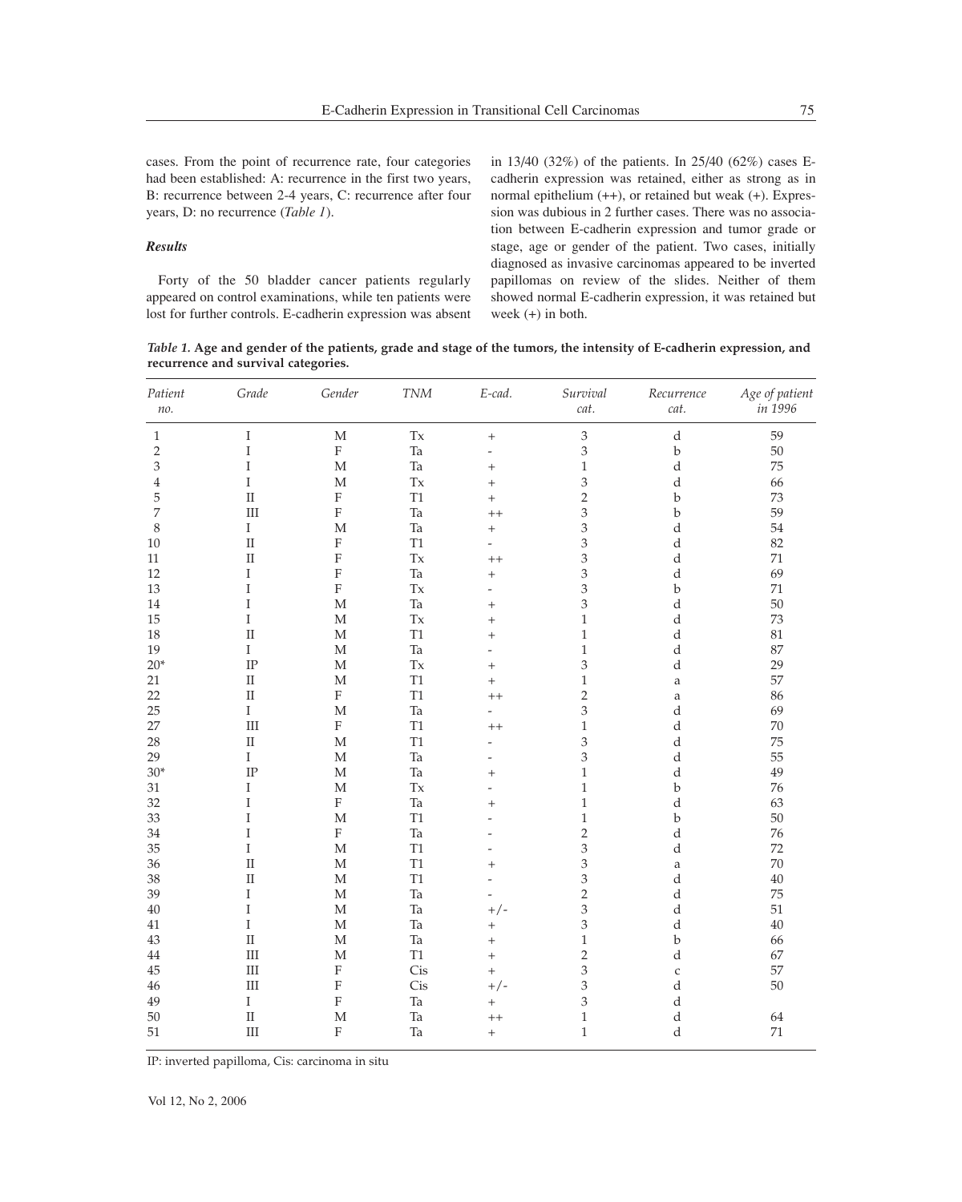cases. From the point of recurrence rate, four categories had been established: A: recurrence in the first two years, B: recurrence between 2-4 years, C: recurrence after four years, D: no recurrence (*Table 1*).

### *Results*

Forty of the 50 bladder cancer patients regularly appeared on control examinations, while ten patients were lost for further controls. E-cadherin expression was absent in 13/40 (32%) of the patients. In 25/40 (62%) cases E-cadherin expression was retained, either as strong as in normal epithelium (++), or retained but weak (+). Expression was dubious in 2 further cases. There was no association between E-cadherin expression and tumor grade or stage, age or gender of the patient. Two cases, initially diagnosed as invasive carcinomas appeared to be inverted papillomas on review of the slides. Neither of them showed normal E-cadherin expression, it was retained but week (+) in both.

*Table 1.* **Age and gender of the patients, grade and stage of the tumors, the intensity of E-cadherin expression, and recurrence and survival categories.**

| *Patient no.* | *Grade* | *Gender* | *TNM* | *E-cad.* | *Survival cat.* | *Recurrence cat.* | *Age of patient in 1996* |
|---|---|---|---|---|---|---|---|
| 1 | I | M | Tx | + | 3 | d | 59 |
| 2 | I | F | Ta | - | 3 | b | 50 |
| 3 | I | M | Ta | + | 1 | d | 75 |
| 4 | I | M | Tx | + | 3 | d | 66 |
| 5 | II | F | T1 | + | 2 | b | 73 |
| 7 | III | F | Ta | ++ | 3 | b | 59 |
| 8 | I | M | Ta | + | 3 | d | 54 |
| 10 | II | F | T1 | - | 3 | d | 82 |
| 11 | II | F | Tx | ++ | 3 | d | 71 |
| 12 | I | F | Ta | + | 3 | d | 69 |
| 13 | I | F | Tx | - | 3 | b | 71 |
| 14 | I | M | Ta | + | 3 | d | 50 |
| 15 | I | M | Tx | + | 1 | d | 73 |
| 18 | II | M | T1 | + | 1 | d | 81 |
| 19 | I | M | Ta | - | 1 | d | 87 |
| 20* | IP | M | Tx | + | 3 | d | 29 |
| 21 | II | M | T1 | + | 1 | a | 57 |
| 22 | II | F | T1 | ++ | 2 | a | 86 |
| 25 | I | M | Ta | - | 3 | d | 69 |
| 27 | III | F | T1 | ++ | 1 | d | 70 |
| 28 | II | M | T1 | - | 3 | d | 75 |
| 29 | I | M | Ta | - | 3 | d | 55 |
| 30* | IP | M | Ta | + | 1 | d | 49 |
| 31 | I | M | Tx | - | 1 | b | 76 |
| 32 | I | F | Ta | + | 1 | d | 63 |
| 33 | I | M | T1 | - | 1 | b | 50 |
| 34 | I | F | Ta | - | 2 | d | 76 |
| 35 | I | M | T1 | - | 3 | d | 72 |
| 36 | II | M | T1 | + | 3 | a | 70 |
| 38 | II | M | T1 | - | 3 | d | 40 |
| 39 | I | M | Ta | - | 2 | d | 75 |
| 40 | I | M | Ta | +/- | 3 | d | 51 |
| 41 | I | M | Ta | + | 3 | d | 40 |
| 43 | II | M | Ta | + | 1 | b | 66 |
| 44 | III | M | T1 | + | 2 | d | 67 |
| 45 | III | F | Cis | + | 3 | c | 57 |
| 46 | III | F | Cis | +/- | 3 | d | 50 |
| 49 | I | F | Ta | + | 3 | d | |
| 50 | II | M | Ta | ++ | 1 | d | 64 |
| 51 | III | F | Ta | + | 1 | d | 71 |

IP: inverted papilloma, Cis: carcinoma in situ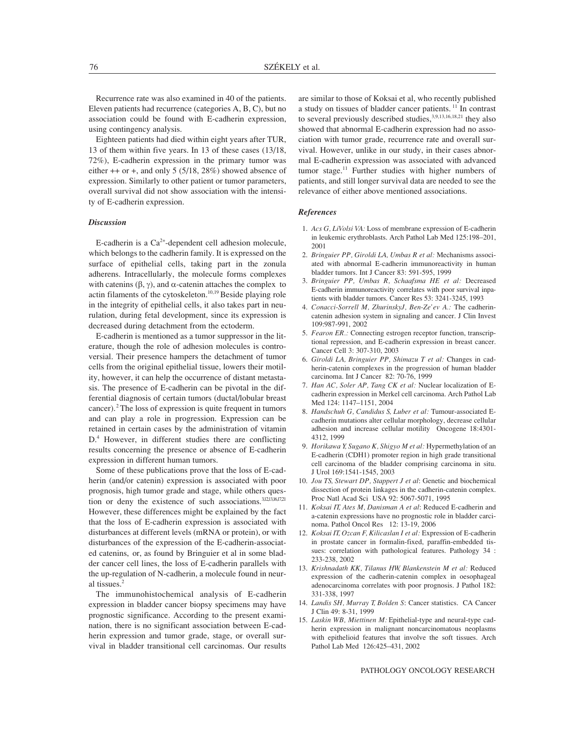Recurrence rate was also examined in 40 of the patients. Eleven patients had recurrence (categories A, B, C), but no association could be found with E-cadherin expression, using contingency analysis.

Eighteen patients had died within eight years after TUR, 13 of them within five years. In 13 of these cases (13/18, 72%), E-cadherin expression in the primary tumor was either ++ or +, and only 5 (5/18, 28%) showed absence of expression. Similarly to other patient or tumor parameters, overall survival did not show association with the intensity of E-cadherin expression.

### *Discussion*

E-cadherin is a $Ca^{2+}$-dependent cell adhesion molecule, which belongs to the cadherin family. It is expressed on the surface of epithelial cells, taking part in the zonula adherens. Intracellularly, the molecule forms complexes with catenins ($\beta$, $\gamma$), and $\alpha$-catenin attaches the complex to actin filaments of the cytoskeleton.[10,19] Beside playing role in the integrity of epithelial cells, it also takes part in neurulation, during fetal development, since its expression is decreased during detachment from the ectoderm.

E-cadherin is mentioned as a tumor suppressor in the literature, though the role of adhesion molecules is controversial. Their presence hampers the detachment of tumor cells from the original epithelial tissue, lowers their motility, however, it can help the occurrence of distant metastasis. The presence of E-cadherin can be pivotal in the differential diagnosis of certain tumors (ductal/lobular breast cancer).[2] The loss of expression is quite frequent in tumors and can play a role in progression. Expression can be retained in certain cases by the administration of vitamin D.[4] However, in different studies there are conflicting results concerning the presence or absence of E-cadherin expression in different human tumors.

Some of these publications prove that the loss of E-cadherin (and/or catenin) expression is associated with poor prognosis, high tumor grade and stage, while others question or deny the existence of such associations.[3,12,13,16,17,21] However, these differences might be explained by the fact that the loss of E-cadherin expression is associated with disturbances at different levels (mRNA or protein), or with disturbances of the expression of the E-cadherin-associated catenins, or, as found by Bringuier et al in some bladder cancer cell lines, the loss of E-cadherin parallels with the up-regulation of N-cadherin, a molecule found in neural tissues.[2]

The immunohistochemical analysis of E-cadherin expression in bladder cancer biopsy specimens may have prognostic significance. According to the present examination, there is no significant association between E-cadherin expression and tumor grade, stage, or overall survival in bladder transitional cell carcinomas. Our results are similar to those of Koksai et al, who recently published a study on tissues of bladder cancer patients.[11] In contrast to several previously described studies,[3,9,13,16,18,21] they also showed that abnormal E-cadherin expression had no association with tumor grade, recurrence rate and overall survival. However, unlike in our study, in their cases abnormal E-cadherin expression was associated with advanced tumor stage.[11] Further studies with higher numbers of patients, and still longer survival data are needed to see the relevance of either above mentioned associations.

### *References*

1. *Acs G, LiVolsi VA:* Loss of membrane expression of E-cadherin in leukemic erythroblasts. Arch Pathol Lab Med 125:198–201, 2001
2. *Bringuier PP, Giroldi LA, Umbas R et al:* Mechanisms associated with abnormal E-cadherin immunoreactivity in human bladder tumors. Int J Cancer 83: 591-595, 1999
3. *Bringuier PP, Umbas R, Schaafsma HE et al:* Decreased E-cadherin immunoreactivity correlates with poor survival inpatients with bladder tumors. Cancer Res 53: 3241-3245, 1993
4. *Conacci-Sorrell M, ZhurinskyJ, Ben-Ze'ev A.:* The cadherin-catenin adhesion system in signaling and cancer. J Clin Invest 109:987-991, 2002
5. *Fearon ER.:* Connecting estrogen receptor function, transcriptional repression, and E-cadherin expression in breast cancer. Cancer Cell 3: 307-310, 2003
6. *Giroldi LA, Bringuier PP, Shimazu T et al:* Changes in cadherin-catenin complexes in the progression of human bladder carcinoma. Int J Cancer 82: 70-76, 1999
7. *Han AC, Soler AP, Tang CK et al:* Nuclear localization of E-cadherin expression in Merkel cell carcinoma. Arch Pathol Lab Med 124: 1147–1151, 2004
8. *Handschuh G, Candidus S, Luber et al:* Tumour-associated E-cadherin mutations alter cellular morphology, decrease cellular adhesion and increase cellular motility Oncogene 18:4301-4312, 1999
9. *Horikawa Y, Sugano K, Shigyo M et al:* Hypermethylation of an E-cadherin (CDH1) promoter region in high grade transitional cell carcinoma of the bladder comprising carcinoma in situ. J Urol 169:1541-1545, 2003
10. *Jou TS, Stewart DP, Stappert J et al*: Genetic and biochemical dissection of protein linkages in the cadherin-catenin complex. Proc Natl Acad Sci USA 92: 5067-5071, 1995
11. *Koksai IT, Ates M, Danisman A et al*: Reduced E-cadherin and a-catenin expressions have no prognostic role in bladder carcinoma. Pathol Oncol Res 12: 13-19, 2006
12. *Koksai IT, Ozcan F, Kilicaslan I et al:* Expression of E-cadherin in prostate cancer in formalin-fixed, paraffin-embedded tissues: correlation with pathological features. Pathology 34 : 233-238, 2002
13. *Krishnadath KK, Tilanus HW, Blankenstein M et al:* Reduced expression of the cadherin-catenin complex in oesophageal adenocarcinoma correlates with poor prognosis. J Pathol 182: 331-338, 1997
14. *Landis SH, Murray T, Bolden S*: Cancer statistics. CA Cancer J Clin 49: 8-31, 1999
15. *Laskin WB, Miettinen M:* Epithelial-type and neural-type cadherin expression in malignant noncarcinomatous neoplasms with epithelioid features that involve the soft tissues. Arch Pathol Lab Med 126:425–431, 2002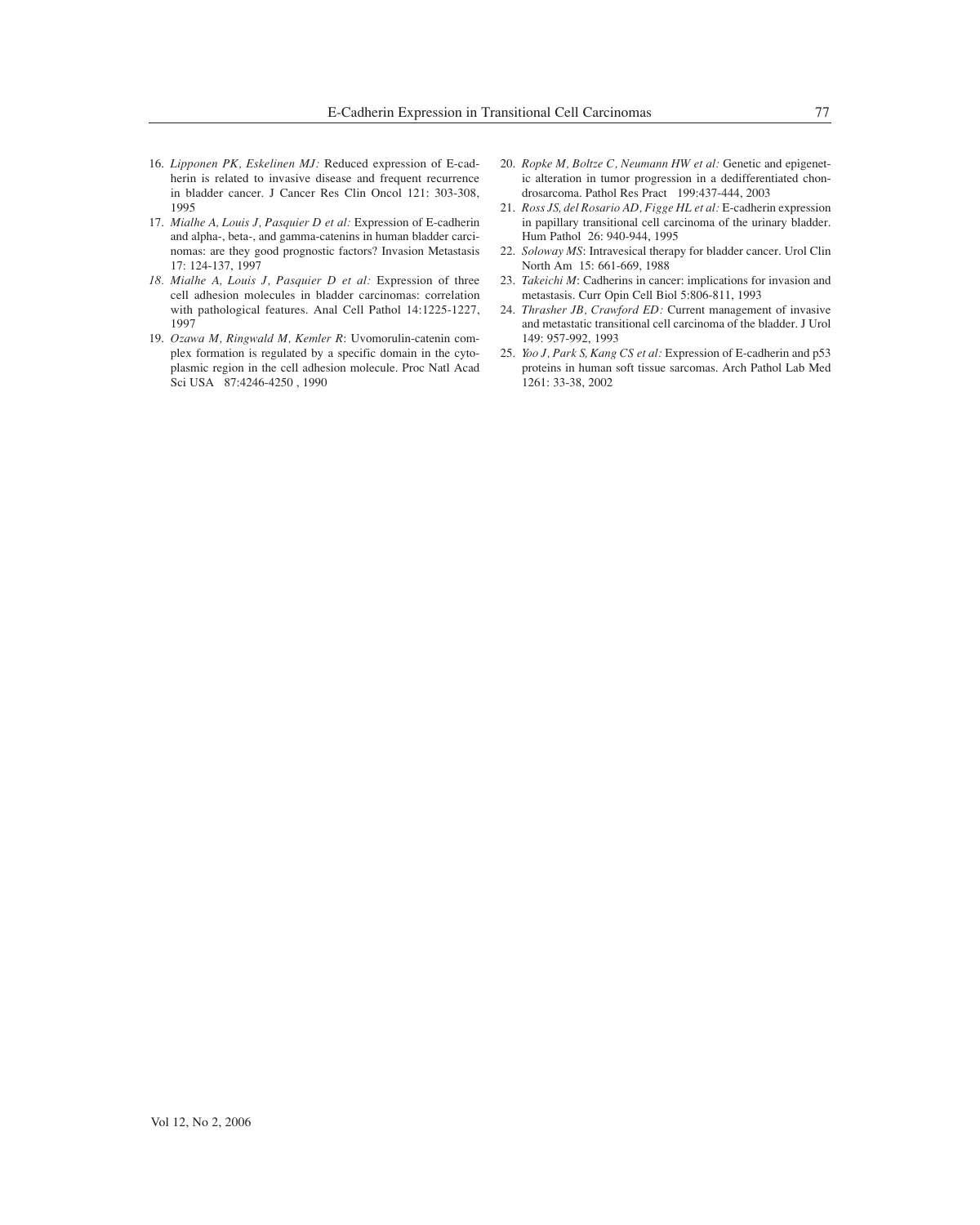16. *Lipponen PK, Eskelinen MJ:* Reduced expression of E-cadherin is related to invasive disease and frequent recurrence in bladder cancer. J Cancer Res Clin Oncol 121: 303-308, 1995
17. *Mialhe A, Louis J, Pasquier D et al:* Expression of E-cadherin and alpha-, beta-, and gamma-catenins in human bladder carcinomas: are they good prognostic factors? Invasion Metastasis 17: 124-137, 1997
18. *Mialhe A, Louis J, Pasquier D et al:* Expression of three cell adhesion molecules in bladder carcinomas: correlation with pathological features. Anal Cell Pathol 14:1225-1227, 1997
19. *Ozawa M, Ringwald M, Kemler R*: Uvomorulin-catenin complex formation is regulated by a specific domain in the cytoplasmic region in the cell adhesion molecule. Proc Natl Acad Sci USA 87:4246-4250 , 1990
20. *Ropke M, Boltze C, Neumann HW et al:* Genetic and epigenetic alteration in tumor progression in a dedifferentiated chondrosarcoma. Pathol Res Pract 199:437-444, 2003
21. *Ross JS, del Rosario AD, Figge HL et al:* E-cadherin expression in papillary transitional cell carcinoma of the urinary bladder. Hum Pathol 26: 940-944, 1995
22. *Soloway MS*: Intravesical therapy for bladder cancer. Urol Clin North Am 15: 661-669, 1988
23. *Takeichi M*: Cadherins in cancer: implications for invasion and metastasis. Curr Opin Cell Biol 5:806-811, 1993
24. *Thrasher JB, Crawford ED:* Current management of invasive and metastatic transitional cell carcinoma of the bladder. J Urol 149: 957-992, 1993
25. *Yoo J, Park S, Kang CS et al:* Expression of E-cadherin and p53 proteins in human soft tissue sarcomas. Arch Pathol Lab Med 1261: 33-38, 2002